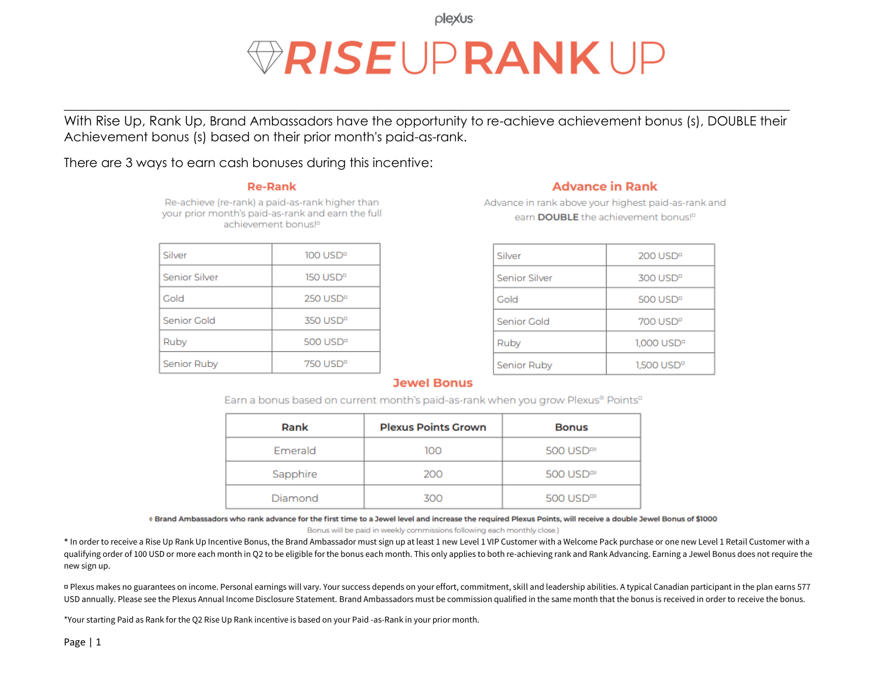plexus

# RISE UP RANK UP

With Rise Up, Rank Up, Brand Ambassadors have the opportunity to re-achieve achievement bonus (s), DOUBLE their Achievement bonus (s) based on their prior month's paid-as-rank.

There are 3 ways to earn cash bonuses during this incentive:

## Re-Rank

Re-achieve (re-rank) a paid-as-rank higher than your prior month's paid-as-rank and earn the full achievement bonus!¤

| | |
|---|---|
| Silver | 100 USD¤ |
| Senior Silver | 150 USD¤ |
| Gold | 250 USD¤ |
| Senior Gold | 350 USD¤ |
| Ruby | 500 USD¤ |
| Senior Ruby | 750 USD¤ |

## Advance in Rank

Advance in rank above your highest paid-as-rank and earn **DOUBLE** the achievement bonus!¤

| | |
|---|---|
| Silver | 200 USD¤ |
| Senior Silver | 300 USD¤ |
| Gold | 500 USD¤ |
| Senior Gold | 700 USD¤ |
| Ruby | 1,000 USD¤ |
| Senior Ruby | 1,500 USD¤ |

## Jewel Bonus

Earn a bonus based on current month's paid-as-rank when you grow Plexus® Points¤

| Rank | Plexus Points Grown | Bonus |
|---|---|---|
| Emerald | 100 | 500 USD¤◊ |
| Sapphire | 200 | 500 USD¤◊ |
| Diamond | 300 | 500 USD¤◊ |

**◊ Brand Ambassadors who rank advance for the first time to a Jewel level and increase the required Plexus Points, will receive a double Jewel Bonus of $1000**

Bonus will be paid in weekly commissions following each monthly close.)

* In order to receive a Rise Up Rank Up Incentive Bonus, the Brand Ambassador must sign up at least 1 new Level 1 VIP Customer with a Welcome Pack purchase or one new Level 1 Retail Customer with a qualifying order of 100 USD or more each month in Q2 to be eligible for the bonus each month. This only applies to both re-achieving rank and Rank Advancing. Earning a Jewel Bonus does not require the new sign up.

¤ Plexus makes no guarantees on income. Personal earnings will vary. Your success depends on your effort, commitment, skill and leadership abilities. A typical Canadian participant in the plan earns 577 USD annually. Please see the Plexus Annual Income Disclosure Statement. Brand Ambassadors must be commission qualified in the same month that the bonus is received in order to receive the bonus.

*Your starting Paid as Rank for the Q2 Rise Up Rank incentive is based on your Paid -as-Rank in your prior month.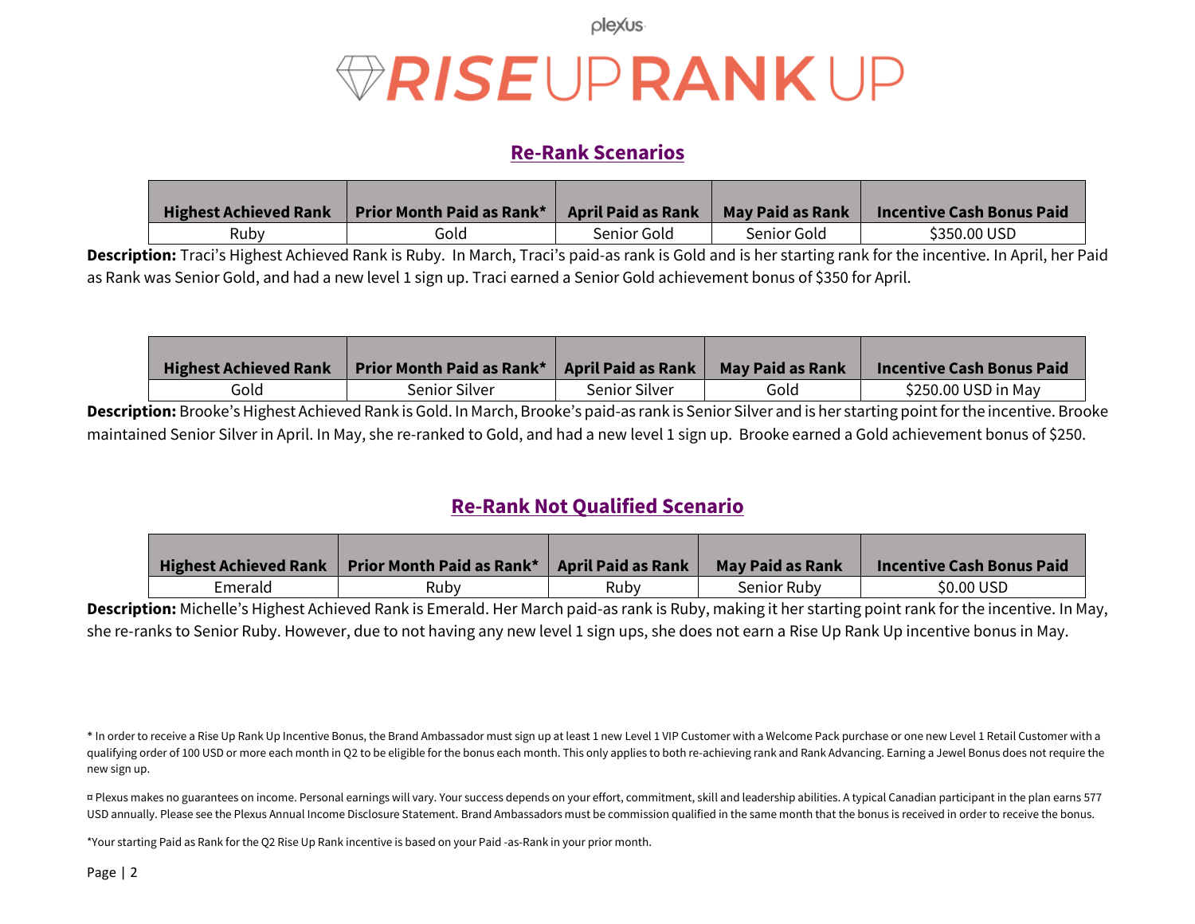# RISE UP RANK UP

## Re-Rank Scenarios

| Highest Achieved Rank | Prior Month Paid as Rank* | April Paid as Rank | May Paid as Rank | Incentive Cash Bonus Paid |
|---|---|---|---|---|
| Ruby | Gold | Senior Gold | Senior Gold | $350.00 USD |

**Description:** Traci's Highest Achieved Rank is Ruby. In March, Traci's paid-as rank is Gold and is her starting rank for the incentive. In April, her Paid as Rank was Senior Gold, and had a new level 1 sign up. Traci earned a Senior Gold achievement bonus of $350 for April.

| Highest Achieved Rank | Prior Month Paid as Rank* | April Paid as Rank | May Paid as Rank | Incentive Cash Bonus Paid |
|---|---|---|---|---|
| Gold | Senior Silver | Senior Silver | Gold | $250.00 USD in May |

**Description:** Brooke's Highest Achieved Rank is Gold. In March, Brooke's paid-as rank is Senior Silver and is her starting point for the incentive. Brooke maintained Senior Silver in April. In May, she re-ranked to Gold, and had a new level 1 sign up. Brooke earned a Gold achievement bonus of $250.

## Re-Rank Not Qualified Scenario

| Highest Achieved Rank | Prior Month Paid as Rank* | April Paid as Rank | May Paid as Rank | Incentive Cash Bonus Paid |
|---|---|---|---|---|
| Emerald | Ruby | Ruby | Senior Ruby | $0.00 USD |

**Description:** Michelle's Highest Achieved Rank is Emerald. Her March paid-as rank is Ruby, making it her starting point rank for the incentive. In May, she re-ranks to Senior Ruby. However, due to not having any new level 1 sign ups, she does not earn a Rise Up Rank Up incentive bonus in May.

* In order to receive a Rise Up Rank Up Incentive Bonus, the Brand Ambassador must sign up at least 1 new Level 1 VIP Customer with a Welcome Pack purchase or one new Level 1 Retail Customer with a qualifying order of 100 USD or more each month in Q2 to be eligible for the bonus each month. This only applies to both re-achieving rank and Rank Advancing. Earning a Jewel Bonus does not require the new sign up.

¤ Plexus makes no guarantees on income. Personal earnings will vary. Your success depends on your effort, commitment, skill and leadership abilities. A typical Canadian participant in the plan earns 577 USD annually. Please see the Plexus Annual Income Disclosure Statement. Brand Ambassadors must be commission qualified in the same month that the bonus is received in order to receive the bonus.

*Your starting Paid as Rank for the Q2 Rise Up Rank incentive is based on your Paid -as-Rank in your prior month.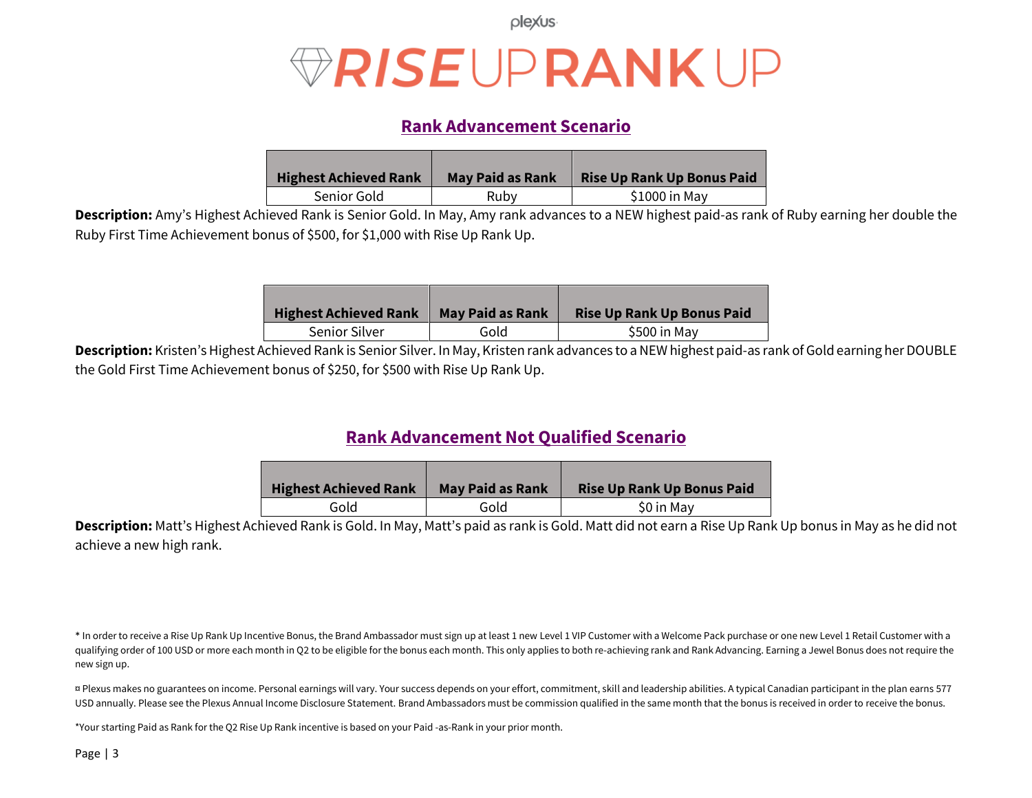plexus

# RISE UP RANK UP

## Rank Advancement Scenario

| Highest Achieved Rank | May Paid as Rank | Rise Up Rank Up Bonus Paid |
| --- | --- | --- |
| Senior Gold | Ruby | $1000 in May |

**Description:** Amy's Highest Achieved Rank is Senior Gold. In May, Amy rank advances to a NEW highest paid-as rank of Ruby earning her double the Ruby First Time Achievement bonus of $500, for $1,000 with Rise Up Rank Up.

| Highest Achieved Rank | May Paid as Rank | Rise Up Rank Up Bonus Paid |
| --- | --- | --- |
| Senior Silver | Gold | $500 in May |

**Description:** Kristen's Highest Achieved Rank is Senior Silver. In May, Kristen rank advances to a NEW highest paid-as rank of Gold earning her DOUBLE the Gold First Time Achievement bonus of $250, for $500 with Rise Up Rank Up.

## Rank Advancement Not Qualified Scenario

| Highest Achieved Rank | May Paid as Rank | Rise Up Rank Up Bonus Paid |
| --- | --- | --- |
| Gold | Gold | $0 in May |

**Description:** Matt's Highest Achieved Rank is Gold. In May, Matt's paid as rank is Gold. Matt did not earn a Rise Up Rank Up bonus in May as he did not achieve a new high rank.

* In order to receive a Rise Up Rank Up Incentive Bonus, the Brand Ambassador must sign up at least 1 new Level 1 VIP Customer with a Welcome Pack purchase or one new Level 1 Retail Customer with a qualifying order of 100 USD or more each month in Q2 to be eligible for the bonus each month. This only applies to both re-achieving rank and Rank Advancing. Earning a Jewel Bonus does not require the new sign up.

¤ Plexus makes no guarantees on income. Personal earnings will vary. Your success depends on your effort, commitment, skill and leadership abilities. A typical Canadian participant in the plan earns 577 USD annually. Please see the Plexus Annual Income Disclosure Statement. Brand Ambassadors must be commission qualified in the same month that the bonus is received in order to receive the bonus.

*Your starting Paid as Rank for the Q2 Rise Up Rank incentive is based on your Paid -as-Rank in your prior month.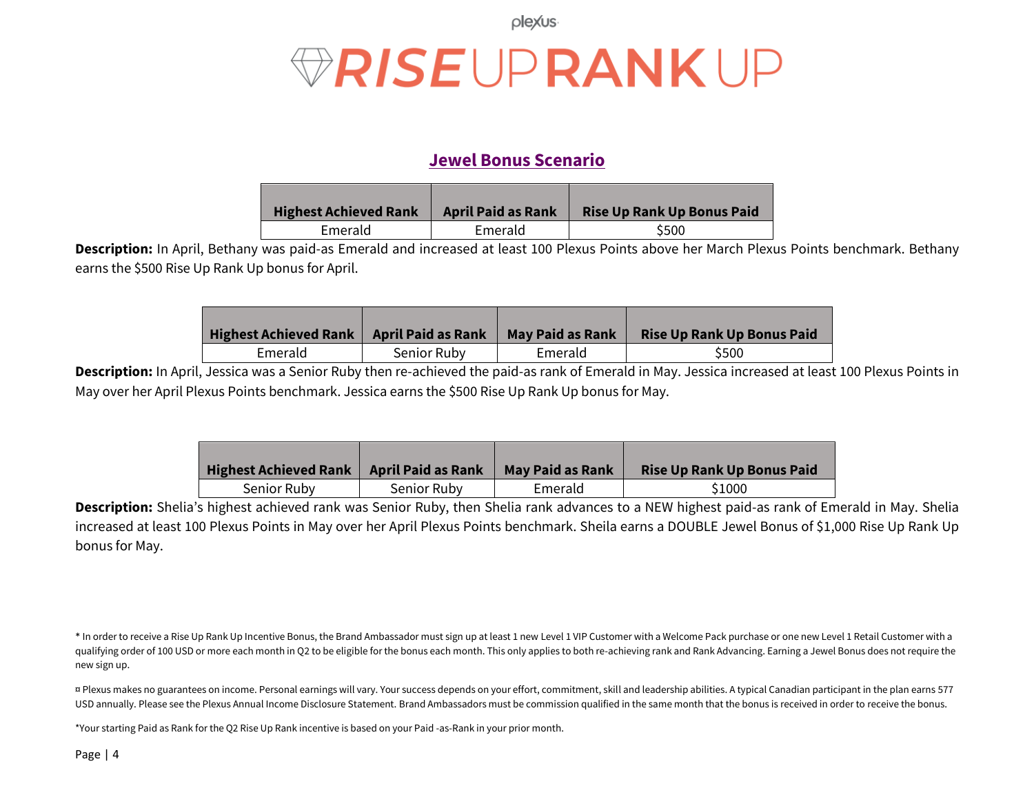plexus

# RISE UP RANK UP

## Jewel Bonus Scenario

| Highest Achieved Rank | April Paid as Rank | Rise Up Rank Up Bonus Paid |
|---|---|---|
| Emerald | Emerald | $500 |

**Description:** In April, Bethany was paid-as Emerald and increased at least 100 Plexus Points above her March Plexus Points benchmark. Bethany earns the $500 Rise Up Rank Up bonus for April.

| Highest Achieved Rank | April Paid as Rank | May Paid as Rank | Rise Up Rank Up Bonus Paid |
|---|---|---|---|
| Emerald | Senior Ruby | Emerald | $500 |

**Description:** In April, Jessica was a Senior Ruby then re-achieved the paid-as rank of Emerald in May. Jessica increased at least 100 Plexus Points in May over her April Plexus Points benchmark. Jessica earns the $500 Rise Up Rank Up bonus for May.

| Highest Achieved Rank | April Paid as Rank | May Paid as Rank | Rise Up Rank Up Bonus Paid |
|---|---|---|---|
| Senior Ruby | Senior Ruby | Emerald | $1000 |

**Description:** Shelia's highest achieved rank was Senior Ruby, then Shelia rank advances to a NEW highest paid-as rank of Emerald in May. Shelia increased at least 100 Plexus Points in May over her April Plexus Points benchmark. Sheila earns a DOUBLE Jewel Bonus of $1,000 Rise Up Rank Up bonus for May.

* In order to receive a Rise Up Rank Up Incentive Bonus, the Brand Ambassador must sign up at least 1 new Level 1 VIP Customer with a Welcome Pack purchase or one new Level 1 Retail Customer with a qualifying order of 100 USD or more each month in Q2 to be eligible for the bonus each month. This only applies to both re-achieving rank and Rank Advancing. Earning a Jewel Bonus does not require the new sign up.

¤ Plexus makes no guarantees on income. Personal earnings will vary. Your success depends on your effort, commitment, skill and leadership abilities. A typical Canadian participant in the plan earns 577 USD annually. Please see the Plexus Annual Income Disclosure Statement. Brand Ambassadors must be commission qualified in the same month that the bonus is received in order to receive the bonus.

*Your starting Paid as Rank for the Q2 Rise Up Rank incentive is based on your Paid -as-Rank in your prior month.